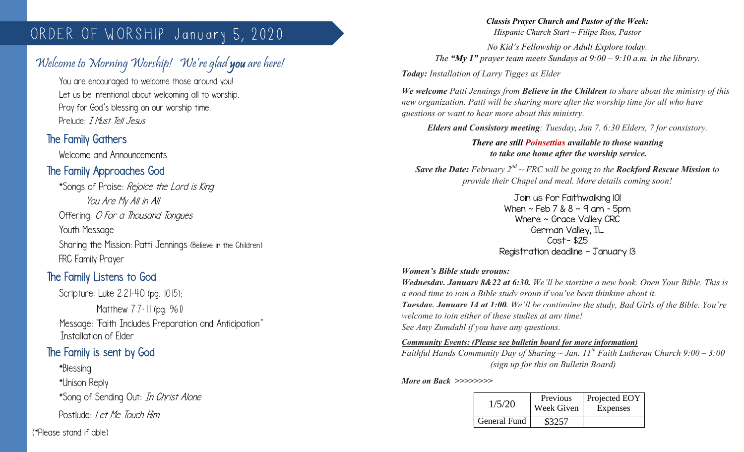# ORDER OF WORSHIP January 5, 2020

## Welcome to Morning Worship! We're glad **you** are here!

You are encouraged to welcome those around you!
Let us be intentional about welcoming all to worship.
Pray for God's blessing on our worship time.
Prelude: *I Must Tell Jesus*

### The Family Gathers

Welcome and Announcements

### The Family Approaches God

*Songs of Praise: *Rejoice the Lord is King*
*You Are My All in All*
Offering: *O For a Thousand Tongues*
Youth Message
Sharing the Mission: Patti Jennings (Believe in the Children)
FRC Family Prayer

### The Family Listens to God

Scripture: Luke 2:21-40 (pg. 1015);
Matthew 7:7-11 (pg. 961)
Message: "Faith Includes Preparation and Anticipation"
Installation of Elder

### The Family is sent by God

*Blessing
*Unison Reply
*Song of Sending Out: *In Christ Alone*
Postlude: *Let Me Touch Him*

(*Please stand if able)

***Classis Prayer Church and Pastor of the Week:***
*Hispanic Church Start ~ Filipe Rios, Pastor*

*No Kid's Fellowship or Adult Explore today.*
*The **"My 1"** prayer team meets Sundays at 9:00 – 9:10 a.m. in the library.*

***Today:*** *Installation of Larry Tigges as Elder*

***We welcome*** *Patti Jennings from **Believe in the Children** to share about the ministry of this new organization. Patti will be sharing more after the worship time for all who have questions or want to hear more about this ministry.*

***Elders and Consistory meeting****: Tuesday, Jan 7. 6:30 Elders, 7 for consistory.*

***There are still Poinsettias available to those wanting to take one home after the worship service.***

***Save the Date:*** *February 2nd ~ FRC will be going to the **Rockford Rescue Mission** to provide their Chapel and meal. More details coming soon!*

Join us for Faithwalking 101
When ~ Feb 7 & 8 ~ 9 am - 5pm
Where ~ Grace Valley CRC
German Valley, IL
Cost- $25
Registration deadline – January 13

***Women's Bible study groups:***
***Wednesday, January 8&22 at 6:30.*** *We'll be starting a new book, Open Your Bible. This is a good time to join a Bible study group if you've been thinking about it.*
***Tuesday, January 14 at 1:00.*** *We'll be continuing the study, Bad Girls of the Bible. You're welcome to join either of these studies at any time!*
*See Amy Zumdahl if you have any questions.*

***Community Events: (Please see bulletin board for more information)***
*Faithful Hands Community Day of Sharing ~ Jan. 11th Faith Lutheran Church 9:00 – 3:00 (sign up for this on Bulletin Board)*

***More on Back >>>>>>>>***

| 1/5/20 | Previous Week Given | Projected EOY Expenses |
|---|---|---|
| General Fund | $3257 | |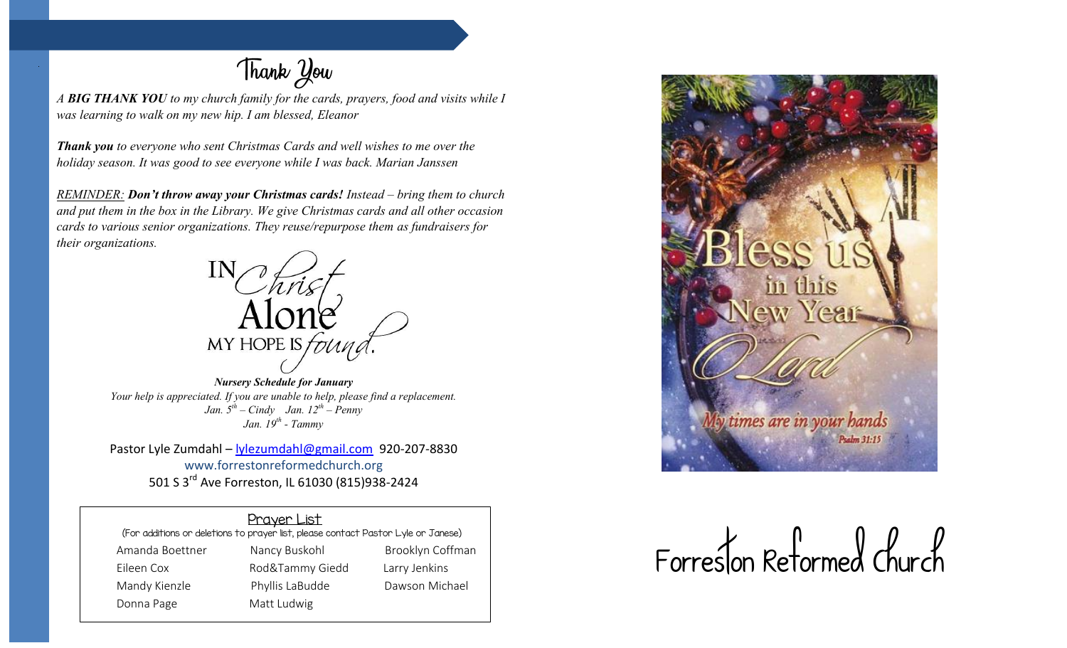# Thank You

*A **BIG THANK YOU** to my church family for the cards, prayers, food and visits while I was learning to walk on my new hip. I am blessed, Eleanor*

***Thank you** to everyone who sent Christmas Cards and well wishes to me over the holiday season. It was good to see everyone while I was back. Marian Janssen*

*REMINDER: **Don't throw away your Christmas cards!** Instead – bring them to church and put them in the box in the Library. We give Christmas cards and all other occasion cards to various senior organizations. They reuse/repurpose them as fundraisers for their organizations.*

IN Christ Alone MY HOPE IS found.

***Nursery Schedule for January***

*Your help is appreciated. If you are unable to help, please find a replacement.*

*Jan. 5th – Cindy  Jan. 12th – Penny*

*Jan. 19th - Tammy*

Pastor Lyle Zumdahl – lylezumdahl@gmail.com 920-207-8830

www.forrestonreformedchurch.org

501 S 3rd Ave Forreston, IL 61030 (815)938-2424

## Prayer List

(For additions or deletions to prayer list, please contact Pastor Lyle or Janese)

| | | |
|---|---|---|
| Amanda Boettner | Nancy Buskohl | Brooklyn Coffman |
| Eileen Cox | Rod&Tammy Giedd | Larry Jenkins |
| Mandy Kienzle | Phyllis LaBudde | Dawson Michael |
| Donna Page | Matt Ludwig | |

Bless us in this New Year O Lord

My times are in your hands

Psalm 31:15

# Forreston Reformed Church